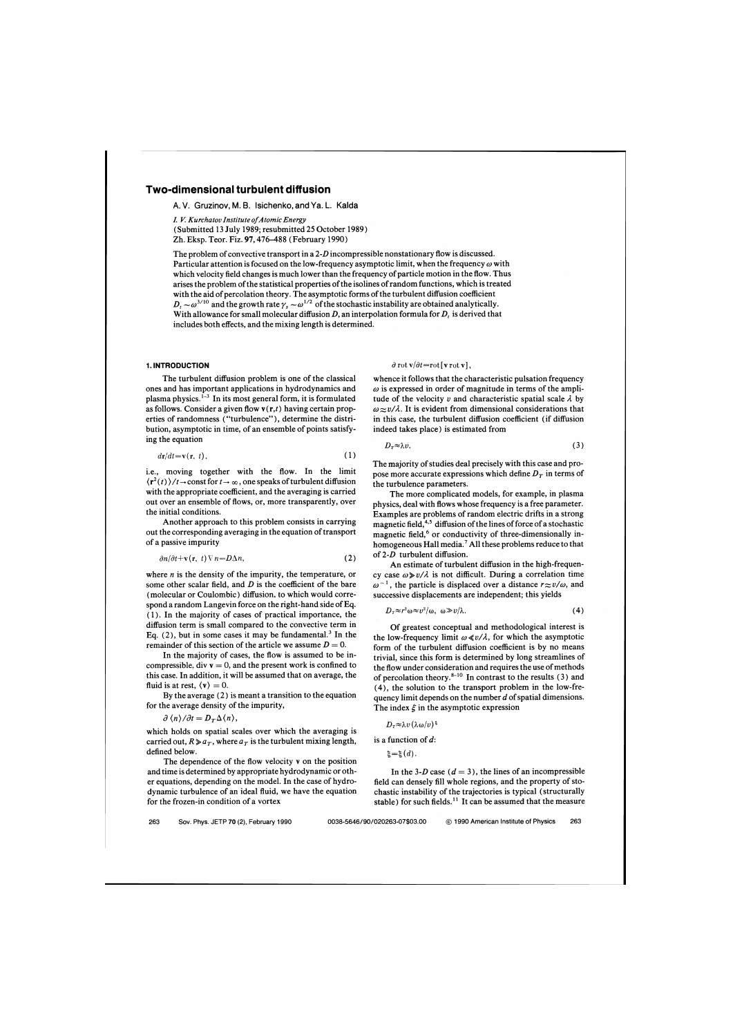# Two-dimensional turbulent diffusion

A. V. Gruzinov, M. B. Isichenko, and Ya. L. Kalda

*I. V. Kurchatov Institute of Atomic Energy*
(Submitted 13 July 1989; resubmitted 25 October 1989)
Zh. Eksp. Teor. Fiz. **97**, 476–488 (February 1990)

The problem of convective transport in a 2-*D* incompressible nonstationary flow is discussed. Particular attention is focused on the low-frequency asymptotic limit, when the frequency $\omega$ with which velocity field changes is much lower than the frequency of particle motion in the flow. Thus arises the problem of the statistical properties of the isolines of random functions, which is treated with the aid of percolation theory. The asymptotic forms of the turbulent diffusion coefficient $D_t \sim \omega^{3/10}$ and the growth rate $\gamma_s \sim \omega^{1/2}$ of the stochastic instability are obtained analytically. With allowance for small molecular diffusion $D$, an interpolation formula for $D_t$ is derived that includes both effects, and the mixing length is determined.

## 1. INTRODUCTION

The turbulent diffusion problem is one of the classical ones and has important applications in hydrodynamics and plasma physics.[1–3] In its most general form, it is formulated as follows. Consider a given flow $\mathbf{v}(\mathbf{r},t)$ having certain properties of randomness ("turbulence"), determine the distribution, asymptotic in time, of an ensemble of points satisfying the equation

$$d\mathbf{r}/dt = \mathbf{v}(\mathbf{r},\, t), \tag{1}$$

i.e., moving together with the flow. In the limit $\langle \mathbf{r}^2(t)\rangle/t \to \text{const}$ for $t\to\infty$, one speaks of turbulent diffusion with the appropriate coefficient, and the averaging is carried out over an ensemble of flows, or, more transparently, over the initial conditions.

Another approach to this problem consists in carrying out the corresponding averaging in the equation of transport of a passive impurity

$$\partial n/\partial t + \mathbf{v}(\mathbf{r},\, t)\nabla n = D\Delta n, \tag{2}$$

where $n$ is the density of the impurity, the temperature, or some other scalar field, and $D$ is the coefficient of the bare (molecular or Coulombic) diffusion, to which would correspond a random Langevin force on the right-hand side of Eq. (1). In the majority of cases of practical importance, the diffusion term is small compared to the convective term in Eq. (2), but in some cases it may be fundamental.[3] In the remainder of this section of the article we assume $D = 0$.

In the majority of cases, the flow is assumed to be incompressible, $\operatorname{div}\mathbf{v} = 0$, and the present work is confined to this case. In addition, it will be assumed that on average, the fluid is at rest, $\langle \mathbf{v}\rangle = 0$.

By the average (2) is meant a transition to the equation for the average density of the impurity,

$$\partial\langle n\rangle/\partial t = D_T\Delta\langle n\rangle,$$

which holds on spatial scales over which the averaging is carried out, $R \gg a_T$, where $a_T$ is the turbulent mixing length, defined below.

The dependence of the flow velocity $\mathbf{v}$ on the position and time is determined by appropriate hydrodynamic or other equations, depending on the model. In the case of hydrodynamic turbulence of an ideal fluid, we have the equation for the frozen-in condition of a vortex

$$\partial\, \mathrm{rot}\, \mathbf{v}/\partial t = \mathrm{rot}\,[\mathbf{v}\; \mathrm{rot}\, \mathbf{v}],$$

whence it follows that the characteristic pulsation frequency $\omega$ is expressed in order of magnitude in terms of the amplitude of the velocity $v$ and characteristic spatial scale $\lambda$ by $\omega \approx v/\lambda$. It is evident from dimensional considerations that in this case, the turbulent diffusion coefficient (if diffusion indeed takes place) is estimated from

$$D_T \approx \lambda v. \tag{3}$$

The majority of studies deal precisely with this case and propose more accurate expressions which define $D_T$ in terms of the turbulence parameters.

The more complicated models, for example, in plasma physics, deal with flows whose frequency is a free parameter. Examples are problems of random electric drifts in a strong magnetic field,[4,5] diffusion of the lines of force of a stochastic magnetic field,[6] or conductivity of three-dimensionally inhomogeneous Hall media.[7] All these problems reduce to that of 2-*D* turbulent diffusion.

An estimate of turbulent diffusion in the high-frequency case $\omega \gg v/\lambda$ is not difficult. During a correlation time $\omega^{-1}$, the particle is displaced over a distance $r \approx v/\omega$, and successive displacements are independent; this yields

$$D_T \approx r^2\omega \approx v^2/\omega,\quad \omega \gg v/\lambda. \tag{4}$$

Of greatest conceptual and methodological interest is the low-frequency limit $\omega \ll v/\lambda$, for which the asymptotic form of the turbulent diffusion coefficient is by no means trivial, since this form is determined by long streamlines of the flow under consideration and requires the use of methods of percolation theory.[8–10] In contrast to the results (3) and (4), the solution to the transport problem in the low-frequency limit depends on the number $d$ of spatial dimensions. The index $\xi$ in the asymptotic expression

$$D_T \approx \lambda v (\lambda\omega/v)^{\xi}$$

is a function of $d$:

$$\xi = \xi(d).$$

In the 3-*D* case ($d = 3$), the lines of an incompressible field can densely fill whole regions, and the property of stochastic instability of the trajectories is typical (structurally stable) for such fields.[11] It can be assumed that the measure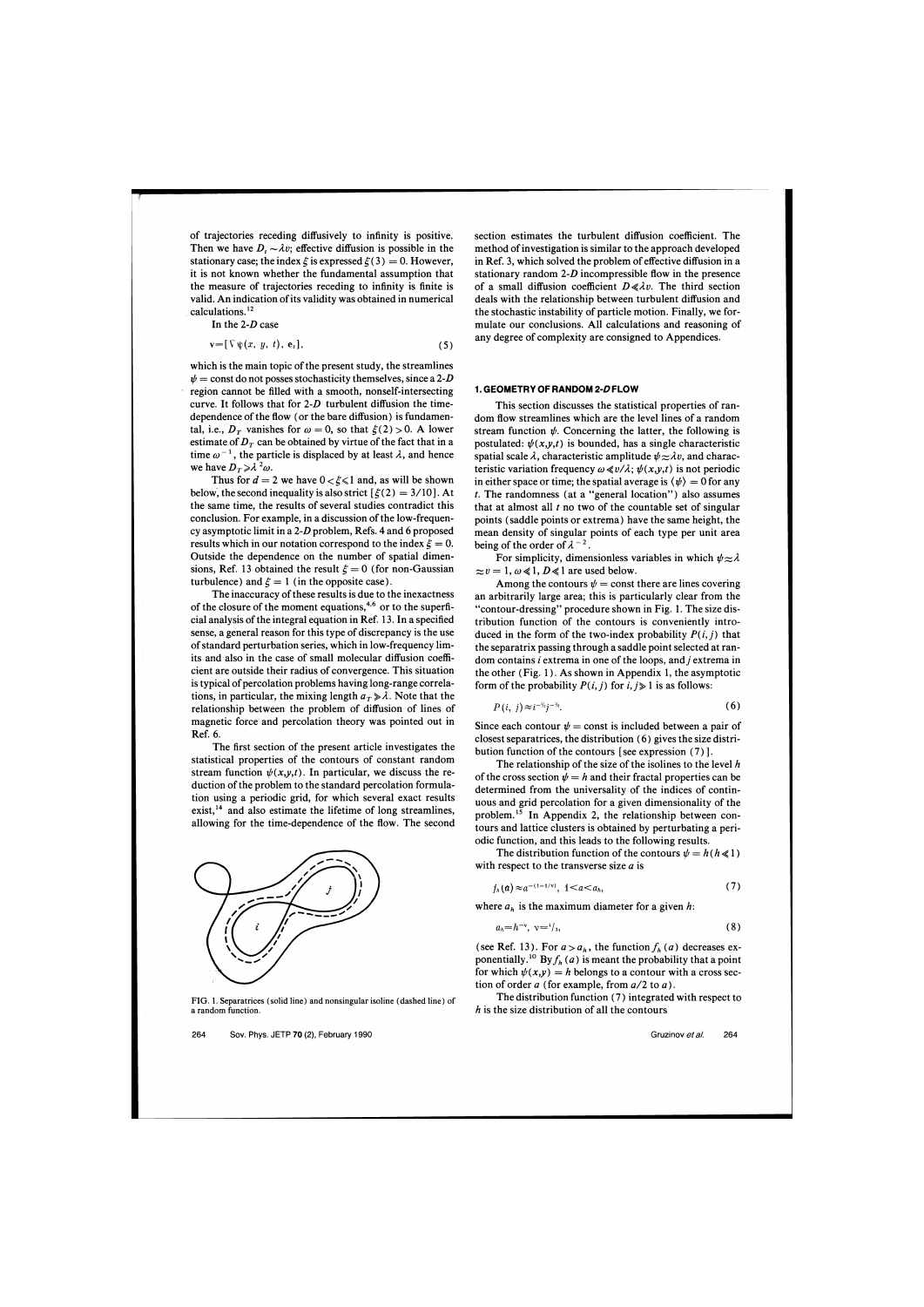of trajectories receding diffusively to infinity is positive. Then we have $D_t \sim \lambda v$; effective diffusion is possible in the stationary case; the index $\xi$ is expressed $\xi(3) = 0$. However, it is not known whether the fundamental assumption that the measure of trajectories receding to infinity is finite is valid. An indication of its validity was obtained in numerical calculations.[12]

In the 2-*D* case

$$\mathbf{v} = [\nabla \psi(x, y, t), \mathbf{e}_z], \tag{5}$$

which is the main topic of the present study, the streamlines $\psi = \text{const}$ do not posses stochasticity themselves, since a 2-*D* region cannot be filled with a smooth, nonself-intersecting curve. It follows that for 2-*D* turbulent diffusion the time-dependence of the flow (or the bare diffusion) is fundamental, i.e., $D_T$ vanishes for $\omega = 0$, so that $\xi(2) > 0$. A lower estimate of $D_T$ can be obtained by virtue of the fact that in a time $\omega^{-1}$, the particle is displaced by at least $\lambda$, and hence we have $D_T \gg \lambda^2 \omega$.

Thus for $d = 2$ we have $0 < \xi \leqslant 1$ and, as will be shown below, the second inequality is also strict [$\xi(2) = 3/10$]. At the same time, the results of several studies contradict this conclusion. For example, in a discussion of the low-frequency asymptotic limit in a 2-*D* problem, Refs. 4 and 6 proposed results which in our notation correspond to the index $\xi = 0$. Outside the dependence on the number of spatial dimensions, Ref. 13 obtained the result $\xi = 0$ (for non-Gaussian turbulence) and $\xi = 1$ (in the opposite case).

The inaccuracy of these results is due to the inexactness of the closure of the moment equations,[4,6] or to the superficial analysis of the integral equation in Ref. 13. In a specified sense, a general reason for this type of discrepancy is the use of standard perturbation series, which in low-frequency limits and also in the case of small molecular diffusion coefficient are outside their radius of convergence. This situation is typical of percolation problems having long-range correlations, in particular, the mixing length $a_T \gg \lambda$. Note that the relationship between the problem of diffusion of lines of magnetic force and percolation theory was pointed out in Ref. 6.

The first section of the present article investigates the statistical properties of the contours of constant random stream function $\psi(x,y,t)$. In particular, we discuss the reduction of the problem to the standard percolation formulation using a periodic grid, for which several exact results exist,[14] and also estimate the lifetime of long streamlines, allowing for the time-dependence of the flow. The second section estimates the turbulent diffusion coefficient. The method of investigation is similar to the approach developed in Ref. 3, which solved the problem of effective diffusion in a stationary random 2-*D* incompressible flow in the presence of a small diffusion coefficient $D \ll \lambda v$. The third section deals with the relationship between turbulent diffusion and the stochastic instability of particle motion. Finally, we formulate our conclusions. All calculations and reasoning of any degree of complexity are consigned to Appendices.

FIG. 1. Separatrices (solid line) and nonsingular isoline (dashed line) of a random function.

## 1. GEOMETRY OF RANDOM 2-*D* FLOW

This section discusses the statistical properties of random flow streamlines which are the level lines of a random stream function $\psi$. Concerning the latter, the following is postulated: $\psi(x,y,t)$ is bounded, has a single characteristic spatial scale $\lambda$, characteristic amplitude $\psi \approx \lambda v$, and characteristic variation frequency $\omega \ll v/\lambda$; $\psi(x,y,t)$ is not periodic in either space or time; the spatial average is $\langle \psi \rangle = 0$ for any $t$. The randomness (at a "general location") also assumes that at almost all $t$ no two of the countable set of singular points (saddle points or extrema) have the same height, the mean density of singular points of each type per unit area being of the order of $\lambda^{-2}$.

For simplicity, dimensionless variables in which $\psi \approx \lambda \approx v = 1$, $\omega \ll 1$, $D \ll 1$ are used below.

Among the contours $\psi = \text{const}$ there are lines covering an arbitrarily large area; this is particularly clear from the "contour-dressing" procedure shown in Fig. 1. The size distribution function of the contours is conveniently introduced in the form of the two-index probability $P(i, j)$ that the separatrix passing through a saddle point selected at random contains $i$ extrema in one of the loops, and $j$ extrema in the other (Fig. 1). As shown in Appendix 1, the asymptotic form of the probability $P(i, j)$ for $i, j \gg 1$ is as follows:

$$P(i, j) \approx i^{-3/2} j^{-3/2}. \tag{6}$$

Since each contour $\psi = \text{const}$ is included between a pair of closest separatrices, the distribution (6) gives the size distribution function of the contours [see expression (7)].

The relationship of the size of the isolines to the level $h$ of the cross section $\psi = h$ and their fractal properties can be determined from the universality of the indices of continuous and grid percolation for a given dimensionality of the problem.[15] In Appendix 2, the relationship between contours and lattice clusters is obtained by perturbating a periodic function, and this leads to the following results.

The distribution function of the contours $\psi = h (h \ll 1)$ with respect to the transverse size $a$ is

$$f_h(a) \approx a^{-(1-1/v)}, \quad 1 < a < a_h, \tag{7}$$

where $a_h$ is the maximum diameter for a given $h$:

$$a_h = h^{-v}, \quad v = 4/3, \tag{8}$$

(see Ref. 13). For $a > a_h$, the function $f_h(a)$ decreases exponentially.[10] By $f_h(a)$ is meant the probability that a point for which $\psi(x,y) = h$ belongs to a contour with a cross section of order $a$ (for example, from $a/2$ to $a$).

The distribution function (7) integrated with respect to $h$ is the size distribution of all the contours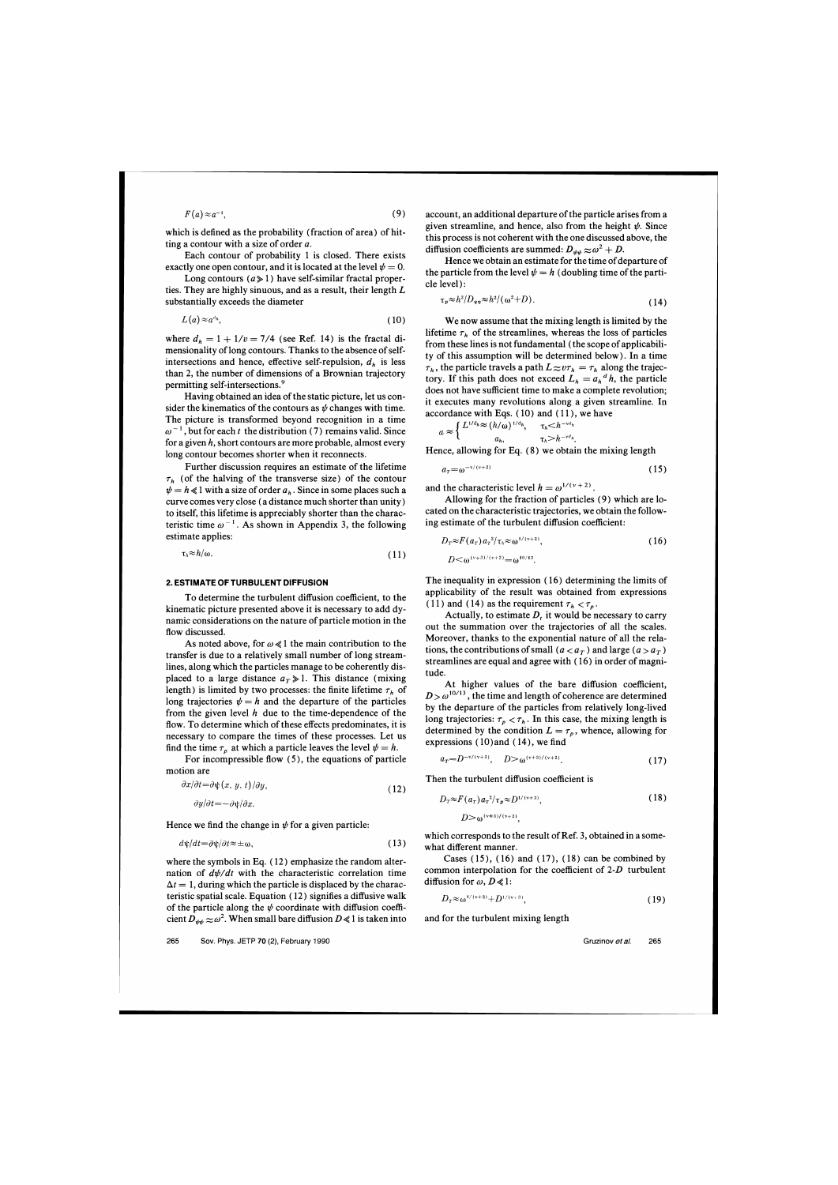$$F(a) \approx a^{-1}, \tag{9}$$

which is defined as the probability (fraction of area) of hitting a contour with a size of order $a$.

Each contour of probability 1 is closed. There exists exactly one open contour, and it is located at the level $\psi = 0$.

Long contours ($a \gg 1$) have self-similar fractal properties. They are highly sinuous, and as a result, their length $L$ substantially exceeds the diameter

$$L(a) \approx a^{d_h}, \tag{10}$$

where $d_h = 1 + 1/v = 7/4$ (see Ref. 14) is the fractal dimensionality of long contours. Thanks to the absence of self-intersections and hence, effective self-repulsion, $d_h$ is less than 2, the number of dimensions of a Brownian trajectory permitting self-intersections.[9]

Having obtained an idea of the static picture, let us consider the kinematics of the contours as $\psi$ changes with time. The picture is transformed beyond recognition in a time $\omega^{-1}$, but for each $t$ the distribution (7) remains valid. Since for a given $h$, short contours are more probable, almost every long contour becomes shorter when it reconnects.

Further discussion requires an estimate of the lifetime $\tau_h$ (of the halving of the transverse size) of the contour $\psi = h \ll 1$ with a size of order $a_h$. Since in some places such a curve comes very close (a distance much shorter than unity) to itself, this lifetime is appreciably shorter than the characteristic time $\omega^{-1}$. As shown in Appendix 3, the following estimate applies:

$$\tau_h \approx h/\omega. \tag{11}$$

## 2. ESTIMATE OF TURBULENT DIFFUSION

To determine the turbulent diffusion coefficient, to the kinematic picture presented above it is necessary to add dynamic considerations on the nature of particle motion in the flow discussed.

As noted above, for $\omega \ll 1$ the main contribution to the transfer is due to a relatively small number of long streamlines, along which the particles manage to be coherently displaced to a large distance $a_T \gg 1$. This distance (mixing length) is limited by two processes: the finite lifetime $\tau_h$ of long trajectories $\psi = h$ and the departure of the particles from the given level $h$ due to the time-dependence of the flow. To determine which of these effects predominates, it is necessary to compare the times of these processes. Let us find the time $\tau_p$ at which a particle leaves the level $\psi = h$.

For incompressible flow (5), the equations of particle motion are

$$\partial x/\partial t = \partial\psi(x, y, t)/\partial y,$$
$$\partial y/\partial t = -\partial\psi/\partial x. \tag{12}$$

Hence we find the change in $\psi$ for a given particle:

$$d\psi/dt = \partial\psi/\partial t \approx \pm\omega, \tag{13}$$

where the symbols in Eq. (12) emphasize the random alternation of $d\psi/dt$ with the characteristic correlation time $\Delta t = 1$, during which the particle is displaced by the characteristic spatial scale. Equation (12) signifies a diffusive walk of the particle along the $\psi$ coordinate with diffusion coefficient $D_{\psi\psi} \approx \omega^2$. When small bare diffusion $D \ll 1$ is taken into account, an additional departure of the particle arises from a given streamline, and hence, also from the height $\psi$. Since this process is not coherent with the one discussed above, the diffusion coefficients are summed: $D_{\psi\psi} \approx \omega^2 + D$.

Hence we obtain an estimate for the time of departure of the particle from the level $\psi = h$ (doubling time of the particle level):

$$\tau_p \approx h^2/D_{\psi\psi} \approx h^2/(\omega^2 + D). \tag{14}$$

We now assume that the mixing length is limited by the lifetime $\tau_h$ of the streamlines, whereas the loss of particles from these lines is not fundamental (the scope of applicability of this assumption will be determined below). In a time $\tau_h$, the particle travels a path $L \approx v\tau_h = \tau_h$ along the trajectory. If this path does not exceed $L_h = a_h{}^d h$, the particle does not have sufficient time to make a complete revolution; it executes many revolutions along a given streamline. In accordance with Eqs. (10) and (11), we have

$$a \approx \begin{cases} L^{1/d_h} \approx (h/\omega)^{1/d_h}, & \tau_h < h^{-\nu d_h} \\ a_h, & \tau_h > h^{-\nu d_h}. \end{cases}$$

Hence, allowing for Eq. (8) we obtain the mixing length

$$a_T = \omega^{-\nu/(\nu+2)} \tag{15}$$

and the characteristic level $h = \omega^{1/(\nu+2)}$.

Allowing for the fraction of particles (9) which are located on the characteristic trajectories, we obtain the following estimate of the turbulent diffusion coefficient:

$$D_T \approx F(a_T)\, a_T{}^2/\tau_h \approx \omega^{1/(\nu+2)}, \tag{16}$$
$$D < \omega^{(\nu+3)/(\nu+2)} = \omega^{10/13}.$$

The inequality in expression (16) determining the limits of applicability of the result was obtained from expressions (11) and (14) as the requirement $\tau_h < \tau_p$.

Actually, to estimate $D_t$ it would be necessary to carry out the summation over the trajectories of all the scales. Moreover, thanks to the exponential nature of all the relations, the contributions of small ($a < a_T$) and large ($a > a_T$) streamlines are equal and agree with (16) in order of magnitude.

At higher values of the bare diffusion coefficient, $D > \omega^{10/13}$, the time and length of coherence are determined by the departure of the particles from relatively long-lived long trajectories: $\tau_p < \tau_h$. In this case, the mixing length is determined by the condition $L = \tau_p$, whence, allowing for expressions (10) and (14), we find

$$a_T = D^{-\nu/(\nu+3)}, \quad D > \omega^{(\nu+3)/(\nu+2)}. \tag{17}$$

Then the turbulent diffusion coefficient is

$$D_T \approx F(a_T)\, a_T{}^2/\tau_p \approx D^{1/(\nu+3)}, \tag{18}$$
$$D > \omega^{(\nu+3)/(\nu+2)},$$

which corresponds to the result of Ref. 3, obtained in a somewhat different manner.

Cases (15), (16) and (17), (18) can be combined by common interpolation for the coefficient of 2-$D$ turbulent diffusion for $\omega, D \ll 1$:

$$D_T \approx \omega^{1/(\nu+2)} + D^{1/(\nu+3)}, \tag{19}$$

and for the turbulent mixing length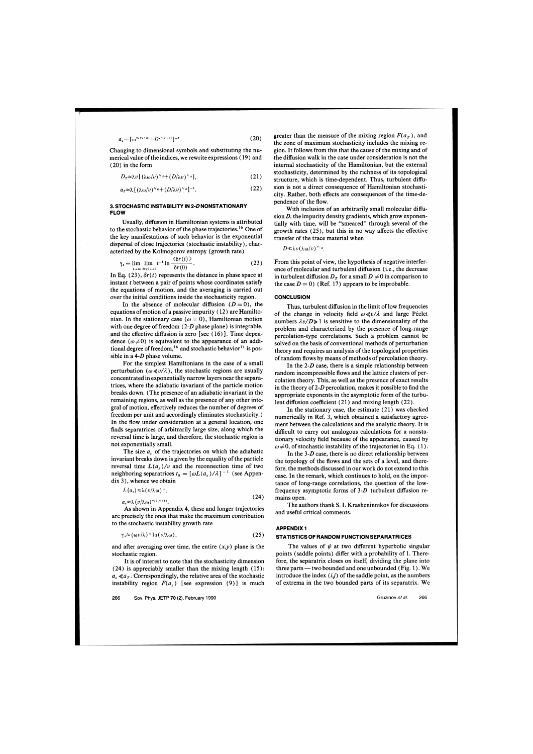$$a_T = [\omega^{\nu/(\nu+2)} + D^{\nu/(\nu+3)}]^{-1}. \tag{20}$$

Changing to dimensional symbols and substituting the numerical value of the indices, we rewrite expressions (19) and (20) in the form

$$D_T \approx \lambda v [(\lambda\omega/v)^{3/10} + (D/\lambda v)^{3/13}], \tag{21}$$

$$a_T \approx \lambda [(\lambda\omega/v)^{7/10} + (D/\lambda v)^{7/13}]^{-1}. \tag{22}$$

### 3. STOCHASTIC INSTABILITY IN 2-D NONSTATIONARY FLOW

Usually, diffusion in Hamiltonian systems is attributed to the stochastic behavior of the phase trajectories.[16] One of the key manifestations of such behavior is the exponential dispersal of close trajectories (stochastic instability), characterized by the Kolmogorov entropy (growth rate)

$$\gamma_s = \lim_{t\to\infty} \lim_{\delta r(0)\to 0} t^{-1} \ln \frac{\langle \delta r(t) \rangle}{\delta r(0)}. \tag{23}$$

In Eq. (23), $\delta r(t)$ represents the distance in phase space at instant $t$ between a pair of points whose coordinates satisfy the equations of motion, and the averaging is carried out over the initial conditions inside the stochasticity region.

In the absence of molecular diffusion ($D=0$), the equations of motion of a passive impurity (12) are Hamiltonian. In the stationary case ($\omega=0$), Hamiltonian motion with one degree of freedom (2-D phase plane) is integrable, and the effective diffusion is zero [see (16)]. Time dependence ($\omega \neq 0$) is equivalent to the appearance of an additional degree of freedom,[16] and stochastic behavior[1)] is possible in a 4-D phase volume.

For the simplest Hamiltonians in the case of a small perturbation ($\omega \ll v/\lambda$), the stochastic regions are usually concentrated in exponentially narrow layers near the separatrices, where the adiabatic invariant of the particle motion breaks down. (The presence of an adiabatic invariant in the remaining regions, as well as the presence of any other integral of motion, effectively reduces the number of degrees of freedom per unit and accordingly eliminates stochasticity.) In the flow under consideration at a general location, one finds separatrices of arbitrarily large size, along which the reversal time is large, and therefore, the stochastic region is not exponentially small.

The size $a_s$ of the trajectories on which the adiabatic invariant breaks down is given by the equality of the particle reversal time $L(a_s)/v$ and the reconnection time of two neighboring separatrices $t_\delta = [\omega L(a_s)/\lambda]^{-1}$ (see Appendix 3), whence we obtain

$$L(a_s) \approx \lambda (v/\lambda\omega)^{1/2},$$
$$a_s \approx \lambda (v/\lambda\omega)^{\nu/2(\nu+1)}. \tag{24}$$

As shown in Appendix 4, these and longer trajectories are precisely the ones that make the maximum contribution to the stochastic instability growth rate

$$\gamma_s \approx (\omega v/\lambda)^{1/2} \ln(v/\lambda\omega), \tag{25}$$

and after averaging over time, the entire $(x,y)$ plane is the stochastic region.

It is of interest to note that the stochasticity dimension (24) is appreciably smaller than the mixing length (15): $a_s \ll a_T$. Correspondingly, the relative area of the stochastic instability region $F(a_s)$ [see expression (9)] is much greater than the measure of the mixing region $F(a_T)$, and the zone of maximum stochasticity includes the mixing region. It follows from this that the cause of the mixing and of the diffusion walk in the case under consideration is not the internal stochasticity of the Hamiltonian, but the external stochasticity, determined by the richness of its topological structure, which is time-dependent. Thus, turbulent diffusion is not a direct consequence of Hamiltonian stochasticity. Rather, both effects are consequences of the time-dependence of the flow.

With inclusion of an arbitrarily small molecular diffusion $D$, the impurity density gradients, which grow exponentially with time, will be "smeared" through several of the growth rates (25), but this in no way affects the effective transfer of the trace material when

$$D \ll \lambda v (\lambda\omega/v)^{13/10}.$$

From this point of view, the hypothesis of negative interference of molecular and turbulent diffusion (i.e., the decrease in turbulent diffusion $D_T$ for a small $D \neq 0$ in comparison to the case $D=0$) (Ref. 17) appears to be improbable.

### CONCLUSION

Thus, turbulent diffusion in the limit of low frequencies of the change in velocity field $\omega \ll v/\lambda$ and large Péclet numbers $\lambda v/D \gg 1$ is sensitive to the dimensionality of the problem and characterized by the presence of long-range percolation-type correlations. Such a problem cannot be solved on the basis of conventional methods of perturbation theory and requires an analysis of the topological properties of random flows by means of methods of percolation theory.

In the 2-D case, there is a simple relationship between random incompressible flows and the lattice clusters of percolation theory. This, as well as the presence of exact results in the theory of 2-D percolation, makes it possible to find the appropriate exponents in the asymptotic form of the turbulent diffusion coefficient (21) and mixing length (22).

In the stationary case, the estimate (21) was checked numerically in Ref. 3, which obtained a satisfactory agreement between the calculations and the analytic theory. It is difficult to carry out analogous calculations for a nonstationary velocity field because of the appearance, caused by $\omega \neq 0$, of stochastic instability of the trajectories in Eq. (1).

In the 3-D case, there is no direct relationship between the topology of the flows and the sets of a level, and therefore, the methods discussed in our work do not extend to this case. In the remark, which continues to hold, on the importance of long-range correlations, the question of the low-frequency asymptotic forms of 3-D turbulent diffusion remains open.

The authors thank S. I. Krasheninnikov for discussions and useful critical comments.

### APPENDIX 1

### STATISTICS OF RANDOM FUNCTION SEPARATRICES

The values of $\psi$ at two different hyperbolic singular points (saddle points) differ with a probability of 1. Therefore, the separatrix closes on itself, dividing the plane into three parts—two bounded and one unbounded (Fig. 1). We introduce the index $(i,j)$ of the saddle point, as the numbers of extrema in the two bounded parts of its separatrix. We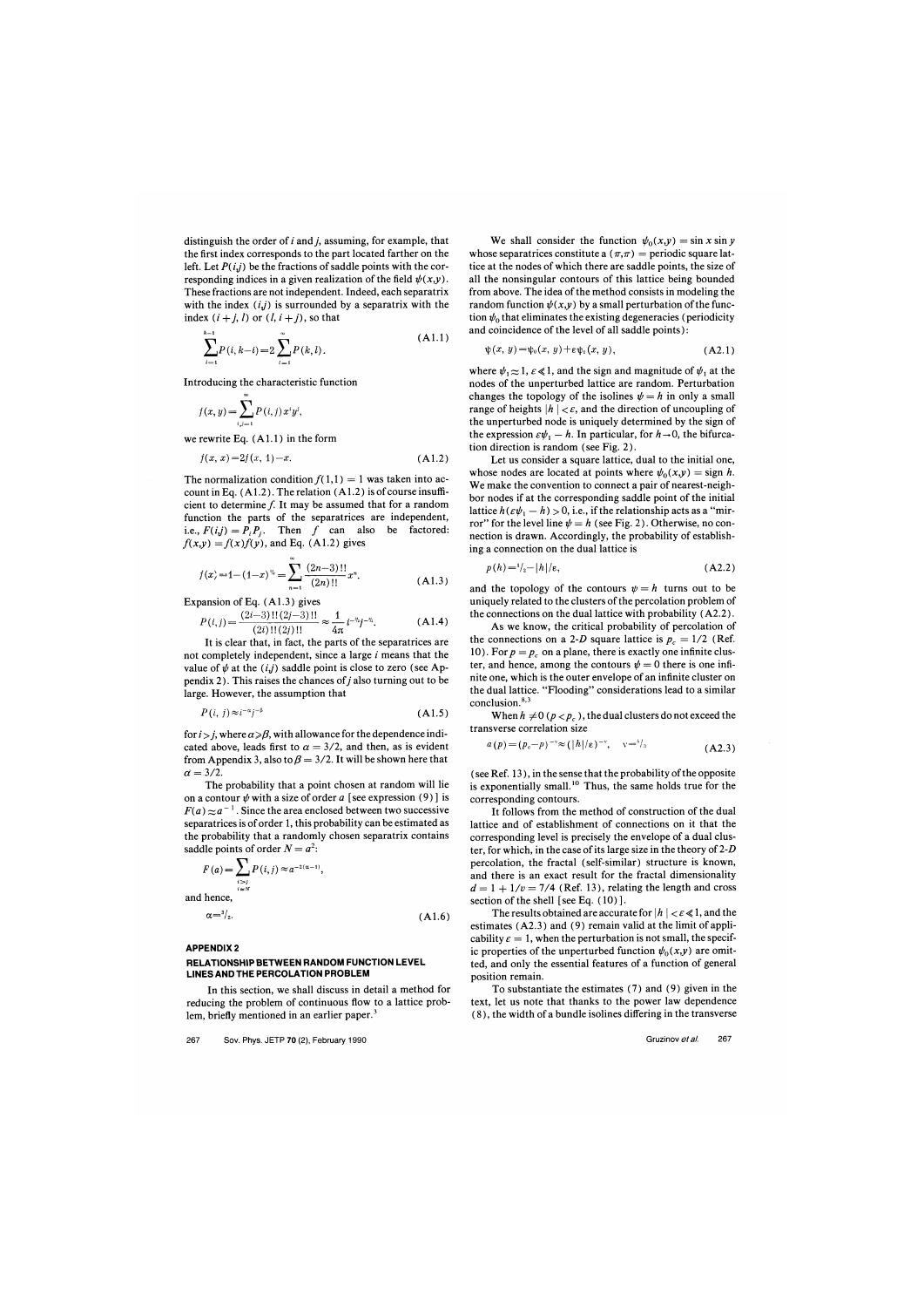distinguish the order of $i$ and $j$, assuming, for example, that the first index corresponds to the part located farther on the left. Let $P(i,j)$ be the fractions of saddle points with the corresponding indices in a given realization of the field $\psi(x,y)$. These fractions are not independent. Indeed, each separatrix with the index $(i,j)$ is surrounded by a separatrix with the index $(i+j, l)$ or $(l, i+j)$, so that

$$\sum_{i=1}^{k-1} P(i, k-i) = 2\sum_{l=1}^{\infty} P(k, l). \tag{A1.1}$$

Introducing the characteristic function

$$f(x, y) = \sum_{i,j=1}^{\infty} P(i, j) x^i y^j,$$

we rewrite Eq. (A1.1) in the form

$$f(x, x) = 2f(x, 1) - x. \tag{A1.2}$$

The normalization condition $f(1,1) = 1$ was taken into account in Eq. (A1.2). The relation (A1.2) is of course insufficient to determine $f$. It may be assumed that for a random function the parts of the separatrices are independent, i.e., $F(i,j) = P_i P_j$. Then $f$ can also be factored: $f(x,y) = f(x)f(y)$, and Eq. (A1.2) gives

$$f(x) = 1 - (1-x)^{1/2} = \sum_{n=1}^{\infty} \frac{(2n-3)!!}{(2n)!!} x^n. \tag{A1.3}$$

Expansion of Eq. (A1.3) gives

$$P(i, j) = \frac{(2i-3)!!(2j-3)!!}{(2i)!!(2j)!!} \approx \frac{1}{4\pi} i^{-3/2} j^{-3/2}. \tag{A1.4}$$

It is clear that, in fact, the parts of the separatrices are not completely independent, since a large $i$ means that the value of $\psi$ at the $(i,j)$ saddle point is close to zero (see Appendix 2). This raises the chances of $j$ also turning out to be large. However, the assumption that

$$P(i, j) \approx i^{-\alpha} j^{-\beta} \tag{A1.5}$$

for $i > j$, where $\alpha \geqslant \beta$, with allowance for the dependence indicated above, leads first to $\alpha = 3/2$, and then, as is evident from Appendix 3, also to $\beta = 3/2$. It will be shown here that $\alpha = 3/2$.

The probability that a point chosen at random will lie on a contour $\psi$ with a size of order $a$ [see expression (9)] is $F(a) \approx a^{-1}$. Since the area enclosed between two successive separatrices is of order 1, this probability can be estimated as the probability that a randomly chosen separatrix contains saddle points of order $N = a^2$:

$$F(a) = \sum_{\substack{i>j \\ i \approx N}} P(i, j) \approx a^{-2(\alpha-1)},$$

and hence,

$$\alpha = {}^3/_2. \tag{A1.6}$$

## APPENDIX 2

## RELATIONSHIP BETWEEN RANDOM FUNCTION LEVEL LINES AND THE PERCOLATION PROBLEM

In this section, we shall discuss in detail a method for reducing the problem of continuous flow to a lattice problem, briefly mentioned in an earlier paper.[3]

We shall consider the function $\psi_0(x,y) = \sin x \sin y$ whose separatrices constitute a $(\pi,\pi)$ = periodic square lattice at the nodes of which there are saddle points, the size of all the nonsingular contours of this lattice being bounded from above. The idea of the method consists in modeling the random function $\psi(x,y)$ by a small perturbation of the function $\psi_0$ that eliminates the existing degeneracies (periodicity and coincidence of the level of all saddle points):

$$\psi(x, y) = \psi_0(x, y) + \varepsilon\psi_1(x, y), \tag{A2.1}$$

where $\psi_1 \approx 1$, $\varepsilon \ll 1$, and the sign and magnitude of $\psi_1$ at the nodes of the unperturbed lattice are random. Perturbation changes the topology of the isolines $\psi = h$ in only a small range of heights $|h| < \varepsilon$, and the direction of uncoupling of the unperturbed node is uniquely determined by the sign of the expression $\varepsilon\psi_1 - h$. In particular, for $h \to 0$, the bifurcation direction is random (see Fig. 2).

Let us consider a square lattice, dual to the initial one, whose nodes are located at points where $\psi_0(x,y) = \operatorname{sign} h$. We make the convention to connect a pair of nearest-neighbor nodes if at the corresponding saddle point of the initial lattice $h(\varepsilon\psi_1 - h) > 0$, i.e., if the relationship acts as a "mirror" for the level line $\psi = h$ (see Fig. 2). Otherwise, no connection is drawn. Accordingly, the probability of establishing a connection on the dual lattice is

$$p(h) = {}^1/_2 - |h|/\varepsilon, \tag{A2.2}$$

and the topology of the contours $\psi = h$ turns out to be uniquely related to the clusters of the percolation problem of the connections on the dual lattice with probability (A2.2).

As we know, the critical probability of percolation of the connections on a 2-$D$ square lattice is $p_c = 1/2$ (Ref. 10). For $p = p_c$ on a plane, there is exactly one infinite cluster, and hence, among the contours $\psi = 0$ there is one infinite one, which is the outer envelope of an infinite cluster on the dual lattice. "Flooding" considerations lead to a similar conclusion.[8,3]

When $h \neq 0$ ($p < p_c$), the dual clusters do not exceed the transverse correlation size

$$a(p) = (p_c - p)^{-\nu} \approx (|h|/\varepsilon)^{-\nu}, \quad \nu = {}^4/_3 \tag{A2.3}$$

(see Ref. 13), in the sense that the probability of the opposite is exponentially small.[10] Thus, the same holds true for the corresponding contours.

It follows from the method of construction of the dual lattice and of establishment of connections on it that the corresponding level is precisely the envelope of a dual cluster, for which, in the case of its large size in the theory of 2-$D$ percolation, the fractal (self-similar) structure is known, and there is an exact result for the fractal dimensionality $d = 1 + 1/\nu = 7/4$ (Ref. 13), relating the length and cross section of the shell [see Eq. (10)].

The results obtained are accurate for $|h| < \varepsilon \ll 1$, and the estimates (A2.3) and (9) remain valid at the limit of applicability $\varepsilon = 1$, when the perturbation is not small, the specific properties of the unperturbed function $\psi_0(x,y)$ are omitted, and only the essential features of a function of general position remain.

To substantiate the estimates (7) and (9) given in the text, let us note that thanks to the power law dependence (8), the width of a bundle isolines differing in the transverse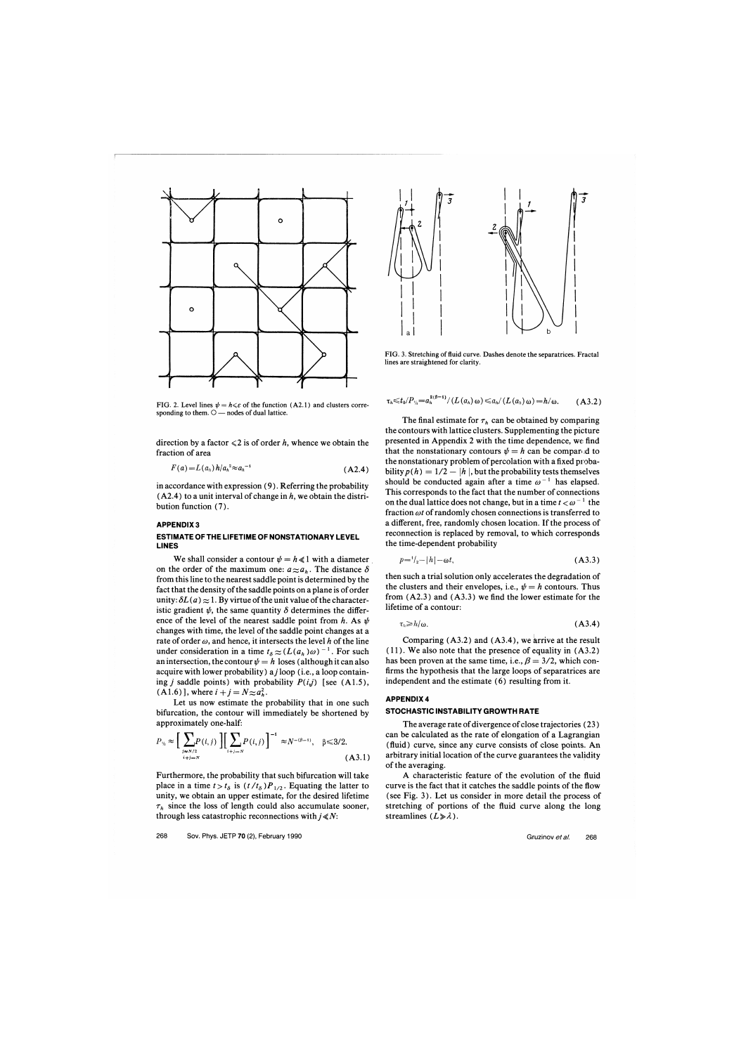FIG. 2. Level lines $\psi = h \leqslant \varepsilon$ of the function (A2.1) and clusters corresponding to them. ○ — nodes of dual lattice.

direction by a factor $\leqslant 2$ is of order $h$, whence we obtain the fraction of area

$$F(a) = L(a_h) h/a_h^2 \approx a_h^{-1} \tag{A2.4}$$

in accordance with expression (9). Referring the probability (A2.4) to a unit interval of change in $h$, we obtain the distribution function (7).

## APPENDIX 3

### ESTIMATE OF THE LIFETIME OF NONSTATIONARY LEVEL LINES

We shall consider a contour $\psi = h \ll 1$ with a diameter on the order of the maximum one: $a \approx a_h$. The distance $\delta$ from this line to the nearest saddle point is determined by the fact that the density of the saddle points on a plane is of order unity: $\delta L(a) \approx 1$. By virtue of the unit value of the characteristic gradient $\psi$, the same quantity $\delta$ determines the difference of the level of the nearest saddle point from $h$. As $\psi$ changes with time, the level of the saddle point changes at a rate of order $\omega$, and hence, it intersects the level $h$ of the line under consideration in a time $t_\delta \approx (L(a_h)\omega)^{-1}$. For such an intersection, the contour $\psi = h$ loses (although it can also acquire with lower probability) a $j$ loop (i.e., a loop containing $j$ saddle points) with probability $P(i,j)$ [see (A1.5), (A1.6)], where $i + j = N \approx a_h^2$.

Let us now estimate the probability that in one such bifurcation, the contour will immediately be shortened by approximately one-half:

$$P_{1/2} \approx \Bigl[\sum_{\substack{j \approx N/2 \\ i+j=N}} P(i,j)\Bigr]\Bigl[\sum_{i+j=N} P(i,j)\Bigr]^{-1} \approx N^{-(\beta-1)}, \quad \beta \leqslant 3/2. \tag{A3.1}$$

Furthermore, the probability that such bifurcation will take place in a time $t > t_\delta$ is $(t/t_\delta)P_{1/2}$. Equating the latter to unity, we obtain an upper estimate, for the desired lifetime $\tau_h$ since the loss of length could also accumulate sooner, through less catastrophic reconnections with $j \ll N$:

FIG. 3. Stretching of fluid curve. Dashes denote the separatrices. Fractal lines are straightened for clarity.

$$\tau_h \leqslant t_\delta/P_{1/2} = a_h^{2(\beta-1)}/(L(a_h)\omega) \leqslant a_h/(L(a_h)\omega) = h/\omega. \tag{A3.2}$$

The final estimate for $\tau_h$ can be obtained by comparing the contours with lattice clusters. Supplementing the picture presented in Appendix 2 with the time dependence, we find that the nonstationary contours $\psi = h$ can be compared to the nonstationary problem of percolation with a fixed probability $p(h) = 1/2 - |h|$, but the probability tests themselves should be conducted again after a time $\omega^{-1}$ has elapsed. This corresponds to the fact that the number of connections on the dual lattice does not change, but in a time $t < \omega^{-1}$ the fraction $\omega t$ of randomly chosen connections is transferred to a different, free, randomly chosen location. If the process of reconnection is replaced by removal, to which corresponds the time-dependent probability

$$p = 1/2 - |h| - \omega t, \tag{A3.3}$$

then such a trial solution only accelerates the degradation of the clusters and their envelopes, i.e., $\psi = h$ contours. Thus from (A2.3) and (A3.3) we find the lower estimate for the lifetime of a contour:

$$\tau_h \geqslant h/\omega. \tag{A3.4}$$

Comparing (A3.2) and (A3.4), we arrive at the result (11). We also note that the presence of equality in (A3.2) has been proven at the same time, i.e., $\beta = 3/2$, which confirms the hypothesis that the large loops of separatrices are independent and the estimate (6) resulting from it.

## APPENDIX 4

### STOCHASTIC INSTABILITY GROWTH RATE

The average rate of divergence of close trajectories (23) can be calculated as the rate of elongation of a Lagrangian (fluid) curve, since any curve consists of close points. An arbitrary initial location of the curve guarantees the validity of the averaging.

A characteristic feature of the evolution of the fluid curve is the fact that it catches the saddle points of the flow (see Fig. 3). Let us consider in more detail the process of stretching of portions of the fluid curve along the long streamlines ($L \gg \lambda$).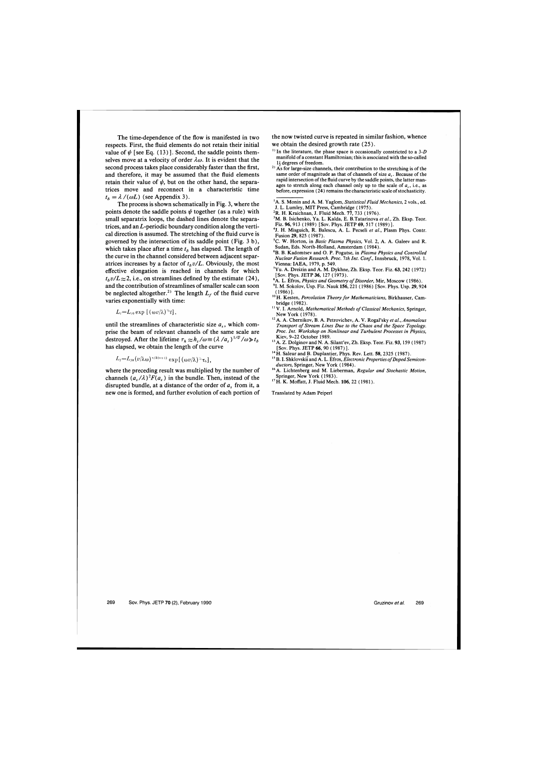The time-dependence of the flow is manifested in two respects. First, the fluid elements do not retain their initial value of $\psi$ [see Eq. (13)]. Second, the saddle points themselves move at a velocity of order $\lambda\omega$. It is evident that the second process takes place considerably faster than the first, and therefore, it may be assumed that the fluid elements retain their value of $\psi$, but on the other hand, the separatrices move and reconnect in a characteristic time $t_\delta = \lambda/(\omega L)$ (see Appendix 3).

The process is shown schematically in Fig. 3, where the points denote the saddle points $\psi$ together (as a rule) with small separatrix loops, the dashed lines denote the separatrices, and an $L$-periodic boundary condition along the vertical direction is assumed. The stretching of the fluid curve is governed by the intersection of its saddle point (Fig. 3 b), which takes place after a time $t_\delta$ has elapsed. The length of the curve in the channel considered between adjacent separatrices increases by a factor of $t_\delta v/L$. Obviously, the most effective elongation is reached in channels for which $t_\delta v/L \approx 2$, i.e., on streamlines defined by the estimate (24), and the contribution of streamlines of smaller scale can soon be neglected altogether.[2] The length $L_f$ of the fluid curve varies exponentially with time:

$$L_f = L_{f0} \exp\left[(\omega v/\lambda)^{1/2} t\right],$$

until the streamlines of characteristic size $a_s$, which comprise the beam of relevant channels of the same scale are destroyed. After the lifetime $\tau_h \approx h_s/\omega \equiv (\lambda/a_s)^{1/v}/\omega \gg t_\delta$ has elapsed, we obtain the length of the curve

$$L_f = L_{f0} (v/\lambda\omega)^{v/2(v+1)} \exp\left[(\omega v/\lambda)^{1/2} \tau_h\right],$$

where the preceding result was multiplied by the number of channels $(a_s/\lambda)^2 F(a_s)$ in the bundle. Then, instead of the disrupted bundle, at a distance of the order of $a_s$ from it, a new one is formed, and further evolution of each portion of the now twisted curve is repeated in similar fashion, whence we obtain the desired growth rate (25).

---

[1] In the literature, the phase space is occasionally constricted to a 3-$D$ manifold of a constant Hamiltonian; this is associated with the so-called $1\frac{1}{2}$ degrees of freedom.

[2] As for large-size channels, their contribution to the stretching is of the same order of magnitude as that of channels of size $a_s$. Because of the rapid intersection of the fluid curve by the saddle points, the latter manages to stretch along each channel only up to the scale of $a_s$, i.e., as before, expression (24) remains the characteristic scale of stochasticity.

---

[1] A. S. Monin and A. M. Yaglom, *Statistical Fluid Mechanics*, 2 vols., ed. J. L. Lumley, MIT Press, Cambridge (1975).

[2] R. H. Kraichnan, J. Fluid Mech. **77**, 733 (1976).

[3] M. B. Isichenko, Ya. L. Kalda, E. B. Tatarinova *et al.*, Zh. Eksp. Teor. Fiz. **96**, 913 (1989) [Sov. Phys. JETP **69**, 517 (1989)].

[4] J. H. Misguich, R. Balescu, A. L. Pecseli *et al.*, Plasm Phys. Contr. Fusion **29**, 825 (1987).

[5] C. W. Horton, in *Basic Plasma Physics*, Vol. 2, A. A. Galeev and R. Sudan, Eds. North-Holland, Amsterdam (1984).

[6] B. B. Kadomtsev and O. P. Pogutse, in *Plasma Physics and Controlled Nuclear Fusion Research. Proc. 7th Int. Conf.*, Innsbruck, 1978, Vol. 1. Vienna: IAEA, 1979, p. 549.

[7] Yu. A. Dreizin and A. M. Dykhne, Zh. Eksp. Teor. Fiz. **63**, 242 (1972) [Sov. Phys. JETP **36**, 127 (1973).

[8] A. L. Éfros, *Physics and Geometry of Disorder*, Mir, Moscow (1986).

[9] I. M. Sokolov, Usp. Fiz. Nauk **156**, 221 (1986) [Sov. Phys. Usp. **29**, 924 (1986)].

[10] H. Kesten, *Percolation Theory for Mathematicians*, Birkhauser, Cambridge (1982).

[11] V. I. Arnold, *Mathematical Methods of Classical Mechanics*, Springer, New York (1978).

[12] A. A. Chernikov, B. A. Petrovichev, A. V. Rogal'sky *et al.*, *Anomalous Transport of Stream Lines Due to the Chaos and the Space Topology. Proc. Int. Workshop on Nonlinear and Turbulent Processes in Physics*, Kiev, 9–22 October 1989.

[13] A. Z. Dolginov and N. A. Silant'ev, Zh. Eksp. Teor. Fiz. **93**, 159 (1987) [Sov. Phys. JETP **66**, 90 (1987)].

[14] H. Saleur and B. Duplantier, Phys. Rev. Lett. **58**, 2325 (1987).

[15] B. I. Shklovskii and A. L. Éfros, *Electronic Properties of Doped Semiconductors*, Springer, New York (1984).

[16] A. Lichtenberg and M. Lieberman, *Regular and Stochastic Motion*, Springer, New York (1983).

[17] H. K. Moffatt, J. Fluid Mech. **106**, 22 (1981).

Translated by Adam Peiperl